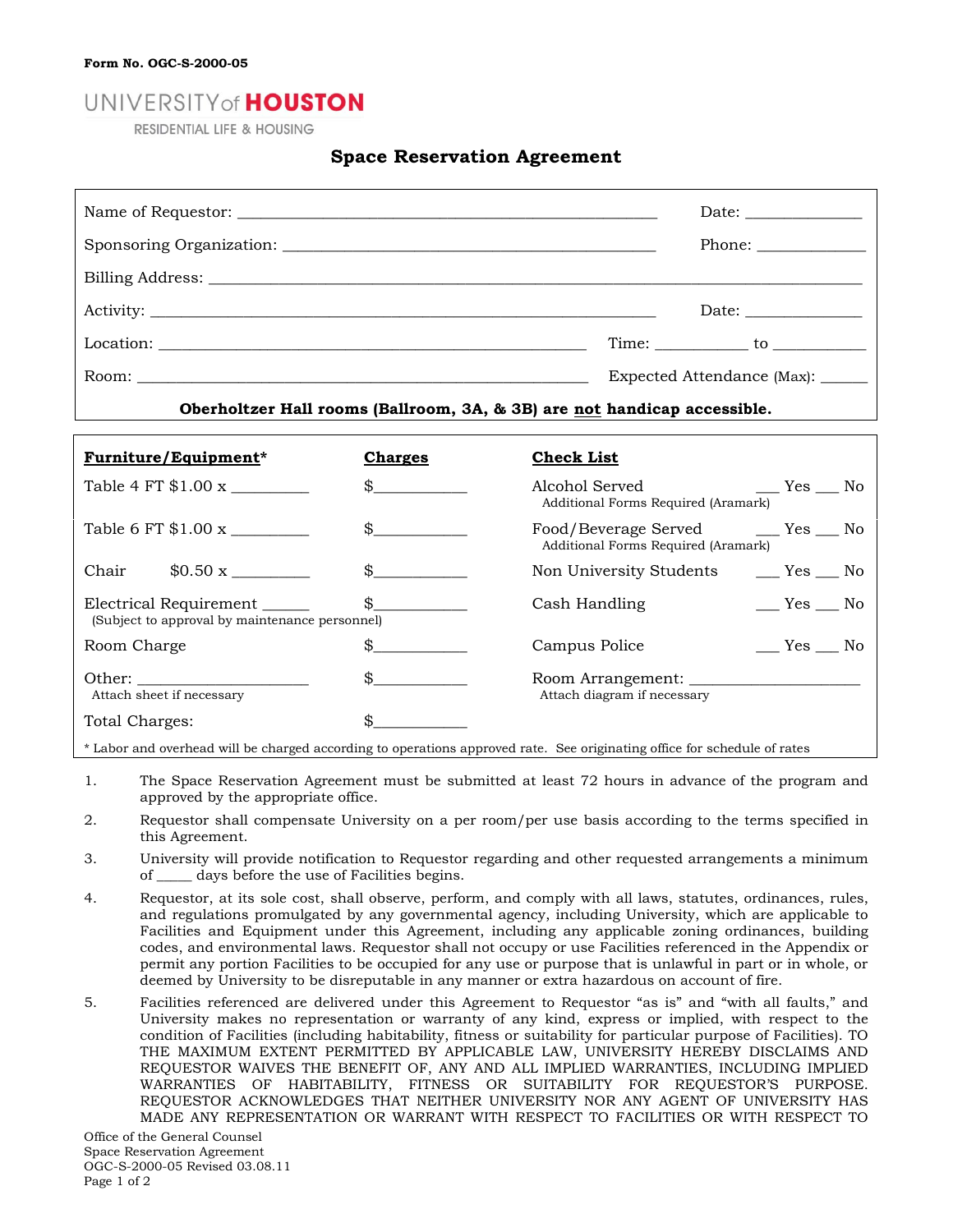Form No. OGC-S-2000-05

UNIVERSITY of HOUSTON
RESIDENTIAL LIFE & HOUSING

# Space Reservation Agreement

Name of Requestor: ______________________________________________ Date: _____________

Sponsoring Organization: __________________________________________ Phone: ____________

Billing Address: ______________________________________________________________________

Activity: ___________________________________________________________ Date: _____________

Location: ______________________________________________ Time: __________ to __________

Room: _________________________________________________ Expected Attendance (Max): _____

**Oberholtzer Hall rooms (Ballroom, 3A, & 3B) are not handicap accessible.**

| **Furniture/Equipment*** | **Charges** | **Check List** | |
|---|---|---|---|
| Table 4 FT $1.00 x ________ | $__________ | Alcohol Served<br>Additional Forms Required (Aramark) | ___ Yes ___ No |
| Table 6 FT $1.00 x ________ | $__________ | Food/Beverage Served<br>Additional Forms Required (Aramark) | ___ Yes ___ No |
| Chair $0.50 x ________ | $__________ | Non University Students | ___ Yes ___ No |
| Electrical Requirement _____<br>(Subject to approval by maintenance personnel) | $__________ | Cash Handling | ___ Yes ___ No |
| Room Charge | $__________ | Campus Police | ___ Yes ___ No |
| Other: ___________________<br>Attach sheet if necessary | $__________ | Room Arrangement: ____________________<br>Attach diagram if necessary | |
| Total Charges: | $__________ | | |

* Labor and overhead will be charged according to operations approved rate. See originating office for schedule of rates

1. The Space Reservation Agreement must be submitted at least 72 hours in advance of the program and approved by the appropriate office.
2. Requestor shall compensate University on a per room/per use basis according to the terms specified in this Agreement.
3. University will provide notification to Requestor regarding and other requested arrangements a minimum of _____ days before the use of Facilities begins.
4. Requestor, at its sole cost, shall observe, perform, and comply with all laws, statutes, ordinances, rules, and regulations promulgated by any governmental agency, including University, which are applicable to Facilities and Equipment under this Agreement, including any applicable zoning ordinances, building codes, and environmental laws. Requestor shall not occupy or use Facilities referenced in the Appendix or permit any portion Facilities to be occupied for any use or purpose that is unlawful in part or in whole, or deemed by University to be disreputable in any manner or extra hazardous on account of fire.
5. Facilities referenced are delivered under this Agreement to Requestor "as is" and "with all faults," and University makes no representation or warranty of any kind, express or implied, with respect to the condition of Facilities (including habitability, fitness or suitability for particular purpose of Facilities). TO THE MAXIMUM EXTENT PERMITTED BY APPLICABLE LAW, UNIVERSITY HEREBY DISCLAIMS AND REQUESTOR WAIVES THE BENEFIT OF, ANY AND ALL IMPLIED WARRANTIES, INCLUDING IMPLIED WARRANTIES OF HABITABILITY, FITNESS OR SUITABILITY FOR REQUESTOR'S PURPOSE. REQUESTOR ACKNOWLEDGES THAT NEITHER UNIVERSITY NOR ANY AGENT OF UNIVERSITY HAS MADE ANY REPRESENTATION OR WARRANT WITH RESPECT TO FACILITIES OR WITH RESPECT TO

Office of the General Counsel
Space Reservation Agreement
OGC-S-2000-05 Revised 03.08.11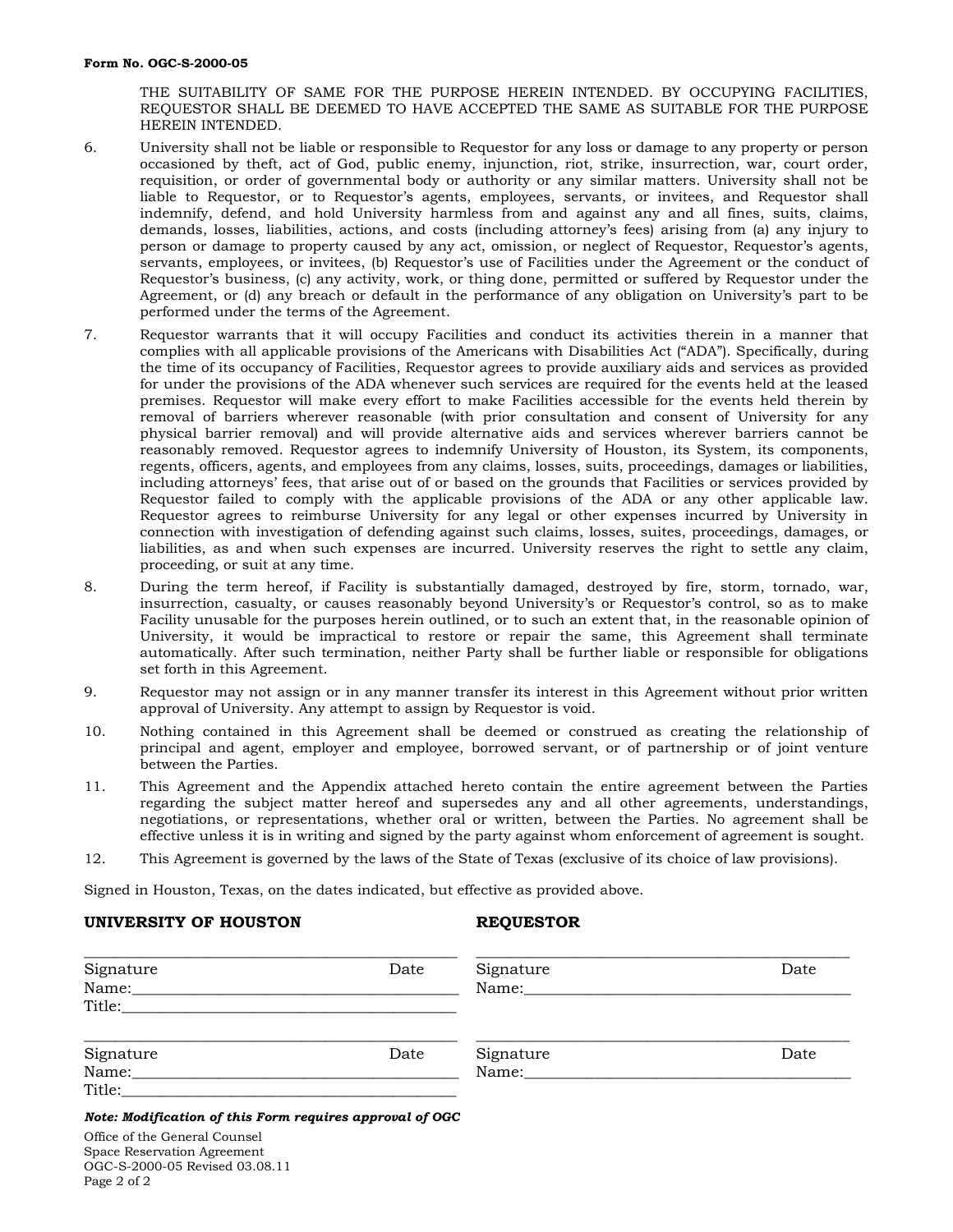THE SUITABILITY OF SAME FOR THE PURPOSE HEREIN INTENDED. BY OCCUPYING FACILITIES, REQUESTOR SHALL BE DEEMED TO HAVE ACCEPTED THE SAME AS SUITABLE FOR THE PURPOSE HEREIN INTENDED.

6. University shall not be liable or responsible to Requestor for any loss or damage to any property or person occasioned by theft, act of God, public enemy, injunction, riot, strike, insurrection, war, court order, requisition, or order of governmental body or authority or any similar matters. University shall not be liable to Requestor, or to Requestor's agents, employees, servants, or invitees, and Requestor shall indemnify, defend, and hold University harmless from and against any and all fines, suits, claims, demands, losses, liabilities, actions, and costs (including attorney's fees) arising from (a) any injury to person or damage to property caused by any act, omission, or neglect of Requestor, Requestor's agents, servants, employees, or invitees, (b) Requestor's use of Facilities under the Agreement or the conduct of Requestor's business, (c) any activity, work, or thing done, permitted or suffered by Requestor under the Agreement, or (d) any breach or default in the performance of any obligation on University's part to be performed under the terms of the Agreement.

7. Requestor warrants that it will occupy Facilities and conduct its activities therein in a manner that complies with all applicable provisions of the Americans with Disabilities Act ("ADA"). Specifically, during the time of its occupancy of Facilities, Requestor agrees to provide auxiliary aids and services as provided for under the provisions of the ADA whenever such services are required for the events held at the leased premises. Requestor will make every effort to make Facilities accessible for the events held therein by removal of barriers wherever reasonable (with prior consultation and consent of University for any physical barrier removal) and will provide alternative aids and services wherever barriers cannot be reasonably removed. Requestor agrees to indemnify University of Houston, its System, its components, regents, officers, agents, and employees from any claims, losses, suits, proceedings, damages or liabilities, including attorneys' fees, that arise out of or based on the grounds that Facilities or services provided by Requestor failed to comply with the applicable provisions of the ADA or any other applicable law. Requestor agrees to reimburse University for any legal or other expenses incurred by University in connection with investigation of defending against such claims, losses, suites, proceedings, damages, or liabilities, as and when such expenses are incurred. University reserves the right to settle any claim, proceeding, or suit at any time.

8. During the term hereof, if Facility is substantially damaged, destroyed by fire, storm, tornado, war, insurrection, casualty, or causes reasonably beyond University's or Requestor's control, so as to make Facility unusable for the purposes herein outlined, or to such an extent that, in the reasonable opinion of University, it would be impractical to restore or repair the same, this Agreement shall terminate automatically. After such termination, neither Party shall be further liable or responsible for obligations set forth in this Agreement.

9. Requestor may not assign or in any manner transfer its interest in this Agreement without prior written approval of University. Any attempt to assign by Requestor is void.

10. Nothing contained in this Agreement shall be deemed or construed as creating the relationship of principal and agent, employer and employee, borrowed servant, or of partnership or of joint venture between the Parties.

11. This Agreement and the Appendix attached hereto contain the entire agreement between the Parties regarding the subject matter hereof and supersedes any and all other agreements, understandings, negotiations, or representations, whether oral or written, between the Parties. No agreement shall be effective unless it is in writing and signed by the party against whom enforcement of agreement is sought.

12. This Agreement is governed by the laws of the State of Texas (exclusive of its choice of law provisions).

Signed in Houston, Texas, on the dates indicated, but effective as provided above.

**UNIVERSITY OF HOUSTON**

\_\_\_\_\_\_\_\_\_\_\_\_\_\_\_\_\_\_\_\_\_\_\_\_\_\_\_\_\_\_\_\_\_\_\_\_\_\_\_\_
Signature Date
Name:\_\_\_\_\_\_\_\_\_\_\_\_\_\_\_\_\_\_\_\_\_\_\_\_\_\_\_\_\_\_\_\_\_\_\_\_
Title:\_\_\_\_\_\_\_\_\_\_\_\_\_\_\_\_\_\_\_\_\_\_\_\_\_\_\_\_\_\_\_\_\_\_\_\_

\_\_\_\_\_\_\_\_\_\_\_\_\_\_\_\_\_\_\_\_\_\_\_\_\_\_\_\_\_\_\_\_\_\_\_\_\_\_\_\_
Signature Date
Name:\_\_\_\_\_\_\_\_\_\_\_\_\_\_\_\_\_\_\_\_\_\_\_\_\_\_\_\_\_\_\_\_\_\_\_\_
Title:\_\_\_\_\_\_\_\_\_\_\_\_\_\_\_\_\_\_\_\_\_\_\_\_\_\_\_\_\_\_\_\_\_\_\_\_

**REQUESTOR**

\_\_\_\_\_\_\_\_\_\_\_\_\_\_\_\_\_\_\_\_\_\_\_\_\_\_\_\_\_\_\_\_\_\_\_\_\_\_\_\_
Signature Date
Name:\_\_\_\_\_\_\_\_\_\_\_\_\_\_\_\_\_\_\_\_\_\_\_\_\_\_\_\_\_\_\_\_\_\_\_\_

\_\_\_\_\_\_\_\_\_\_\_\_\_\_\_\_\_\_\_\_\_\_\_\_\_\_\_\_\_\_\_\_\_\_\_\_\_\_\_\_
Signature Date
Name:\_\_\_\_\_\_\_\_\_\_\_\_\_\_\_\_\_\_\_\_\_\_\_\_\_\_\_\_\_\_\_\_\_\_\_\_

***Note: Modification of this Form requires approval of OGC***